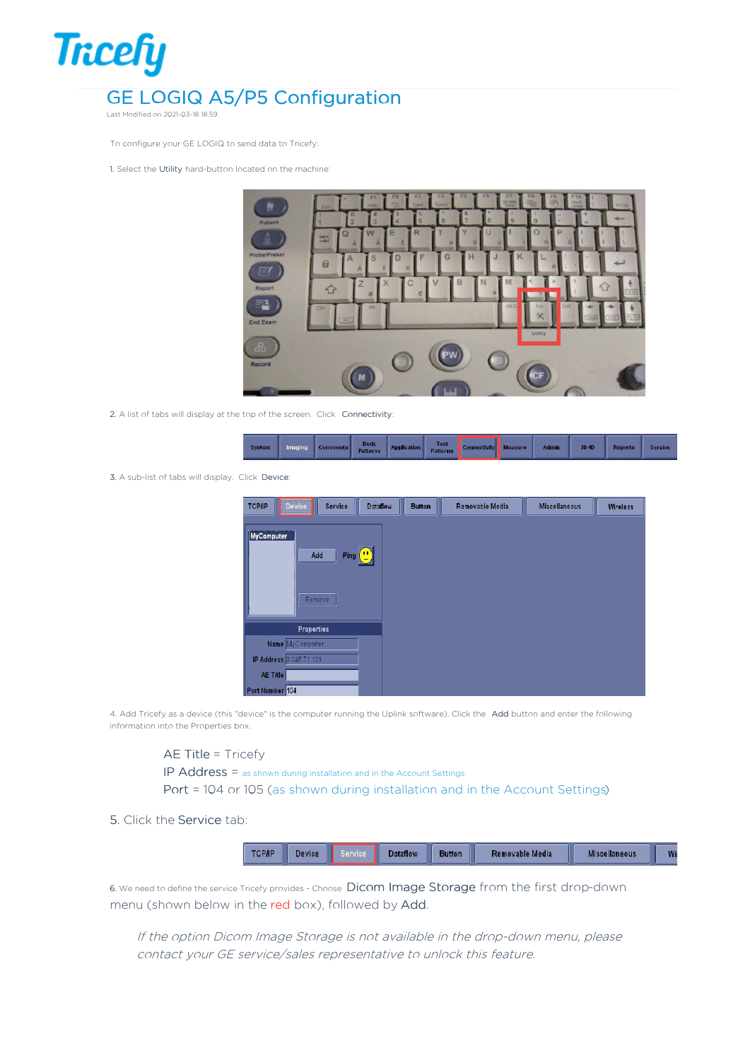# GE LOGIQ A5/P5 Configuration

Last Modified on 2021-03-18 18:59

To configure your GE LOGIQ to send data to Tricefy:

1. Select the Utility hard-button located on the machine:

2. A list of tabs will display at the top of the screen. Click Connectivity:

3. A sub-list of tabs will display. Click Device:

4. Add Tricefy as a device (this "device" is the computer running the Uplink software). Click the Add button and enter the following information into the Properties box.

   AE Title = Tricefy
   IP Address = as shown during installation and in the Account Settings
   Port = 104 or 105 (as shown during installation and in the Account Settings)

5. Click the Service tab:

6. We need to define the service Tricefy provides - Choose Dicom Image Storage from the first drop-down menu (shown below in the red box), followed by Add.

   *If the option Dicom Image Storage is not available in the drop-down menu, please contact your GE service/sales representative to unlock this feature.*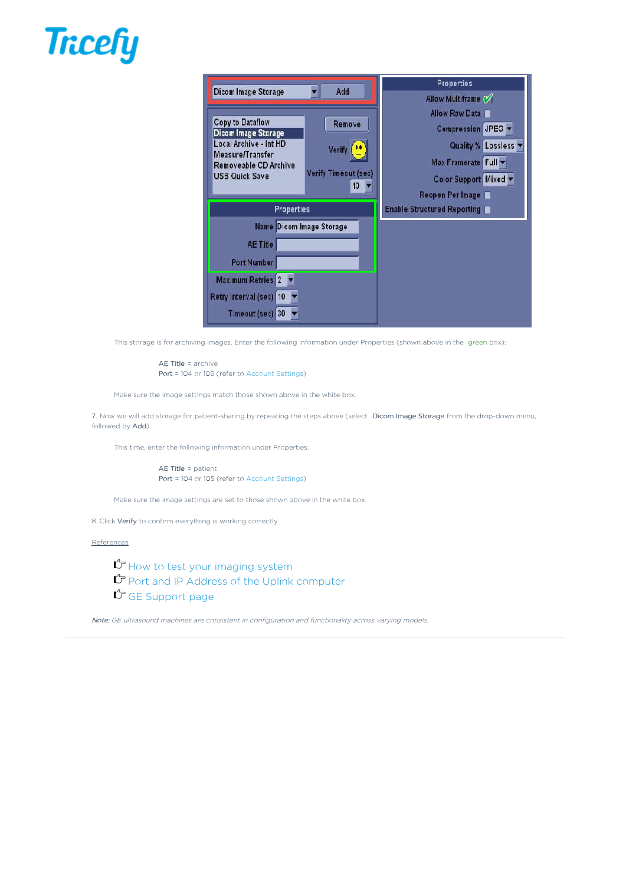This storage is for archiving images. Enter the following information under Properties (shown above in the green box):

AE Title = archive
Port = 104 or 105 (refer to Account Settings)

Make sure the image settings match those shown above in the white box.

7. Now we will add storage for patient-sharing by repeating the steps above (select Dicom Image Storage from the drop-down menu, followed by Add).

This time, enter the following information under Properties:

AE Title = patient
Port = 104 or 105 (refer to Account Settings)

Make sure the image settings are set to those shown above in the white box.

8. Click **Verify** to confirm everything is working correctly.

References

- How to test your imaging system
- Port and IP Address of the Uplink computer
- GE Support page

*Note: GE ultrasound machines are consistent in configuration and functionality across varying models.*